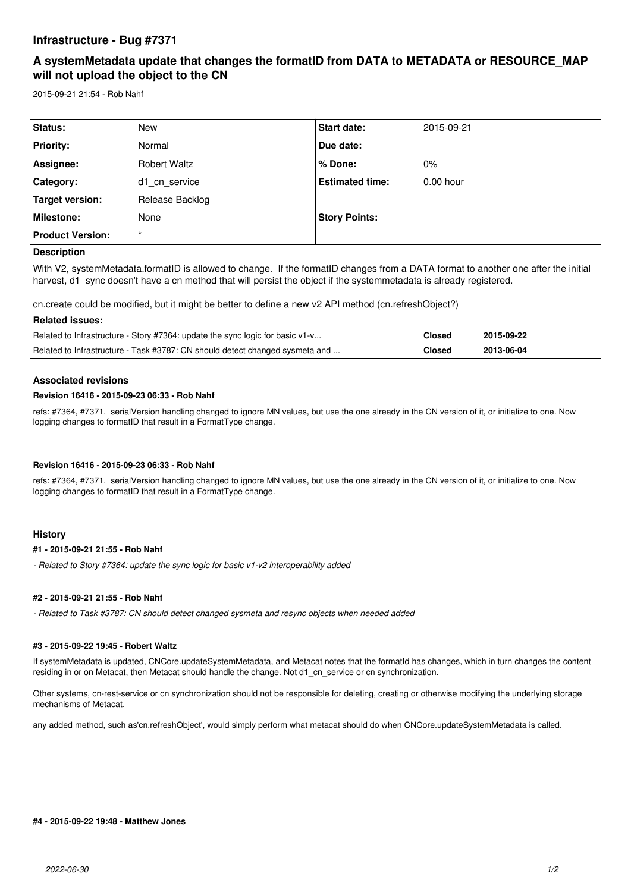# Infrastructure - Bug #7371

## A systemMetadata update that changes the formatID from DATA to METADATA or RESOURCE_MAP will not upload the object to the CN

2015-09-21 21:54 - Rob Nahf

| Status: | New | Start date: | 2015-09-21 |
|---|---|---|---|
| Priority: | Normal | Due date: | |
| Assignee: | Robert Waltz | % Done: | 0% |
| Category: | d1_cn_service | Estimated time: | 0.00 hour |
| Target version: | Release Backlog | | |
| Milestone: | None | Story Points: | |
| Product Version: | * | | |

**Description**

With V2, systemMetadata.formatID is allowed to change. If the formatID changes from a DATA format to another one after the initial harvest, d1_sync doesn't have a cn method that will persist the object if the systemmetadata is already registered.

cn.create could be modified, but it might be better to define a new v2 API method (cn.refreshObject?)

**Related issues:**

| | | |
|---|---|---|
| Related to Infrastructure - Story #7364: update the sync logic for basic v1-v... | Closed | 2015-09-22 |
| Related to Infrastructure - Task #3787: CN should detect changed sysmeta and ... | Closed | 2013-06-04 |

### Associated revisions

**Revision 16416 - 2015-09-23 06:33 - Rob Nahf**

refs: #7364, #7371. serialVersion handling changed to ignore MN values, but use the one already in the CN version of it, or initialize to one. Now logging changes to formatID that result in a FormatType change.

**Revision 16416 - 2015-09-23 06:33 - Rob Nahf**

refs: #7364, #7371. serialVersion handling changed to ignore MN values, but use the one already in the CN version of it, or initialize to one. Now logging changes to formatID that result in a FormatType change.

### History

**#1 - 2015-09-21 21:55 - Rob Nahf**

*- Related to Story #7364: update the sync logic for basic v1-v2 interoperability added*

**#2 - 2015-09-21 21:55 - Rob Nahf**

*- Related to Task #3787: CN should detect changed sysmeta and resync objects when needed added*

**#3 - 2015-09-22 19:45 - Robert Waltz**

If systemMetadata is updated, CNCore.updateSystemMetadata, and Metacat notes that the formatId has changes, which in turn changes the content residing in or on Metacat, then Metacat should handle the change. Not d1_cn_service or cn synchronization.

Other systems, cn-rest-service or cn synchronization should not be responsible for deleting, creating or otherwise modifying the underlying storage mechanisms of Metacat.

any added method, such as'cn.refreshObject', would simply perform what metacat should do when CNCore.updateSystemMetadata is called.

**#4 - 2015-09-22 19:48 - Matthew Jones**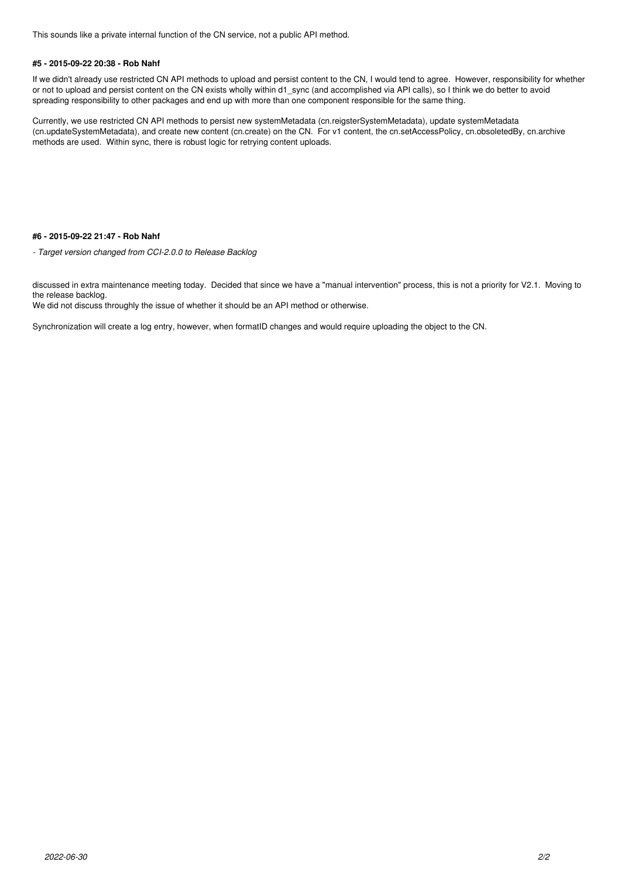This sounds like a private internal function of the CN service, not a public API method.

#### #5 - 2015-09-22 20:38 - Rob Nahf

If we didn't already use restricted CN API methods to upload and persist content to the CN, I would tend to agree. However, responsibility for whether or not to upload and persist content on the CN exists wholly within d1_sync (and accomplished via API calls), so I think we do better to avoid spreading responsibility to other packages and end up with more than one component responsible for the same thing.

Currently, we use restricted CN API methods to persist new systemMetadata (cn.reigsterSystemMetadata), update systemMetadata (cn.updateSystemMetadata), and create new content (cn.create) on the CN. For v1 content, the cn.setAccessPolicy, cn.obsoletedBy, cn.archive methods are used. Within sync, there is robust logic for retrying content uploads.

#### #6 - 2015-09-22 21:47 - Rob Nahf

*- Target version changed from CCI-2.0.0 to Release Backlog*

discussed in extra maintenance meeting today. Decided that since we have a "manual intervention" process, this is not a priority for V2.1. Moving to the release backlog.
We did not discuss throughly the issue of whether it should be an API method or otherwise.

Synchronization will create a log entry, however, when formatID changes and would require uploading the object to the CN.